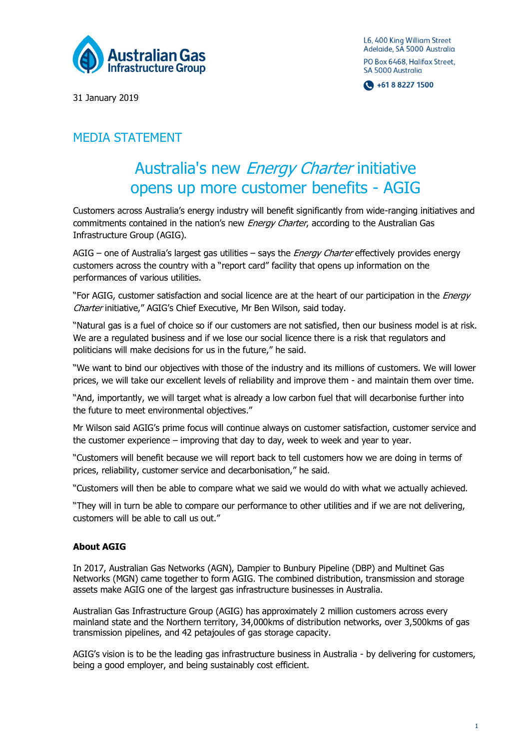Australian Gas Infrastructure Group

L6, 400 King William Street
Adelaide, SA 5000 Australia

PO Box 6468, Halifax Street,
SA 5000 Australia

+61 8 8227 1500

31 January 2019

## MEDIA STATEMENT

# Australia's new *Energy Charter* initiative opens up more customer benefits - AGIG

Customers across Australia's energy industry will benefit significantly from wide-ranging initiatives and commitments contained in the nation's new *Energy Charter*, according to the Australian Gas Infrastructure Group (AGIG).

AGIG – one of Australia's largest gas utilities – says the *Energy Charter* effectively provides energy customers across the country with a "report card" facility that opens up information on the performances of various utilities.

"For AGIG, customer satisfaction and social licence are at the heart of our participation in the *Energy Charter* initiative," AGIG's Chief Executive, Mr Ben Wilson, said today.

"Natural gas is a fuel of choice so if our customers are not satisfied, then our business model is at risk. We are a regulated business and if we lose our social licence there is a risk that regulators and politicians will make decisions for us in the future," he said.

"We want to bind our objectives with those of the industry and its millions of customers. We will lower prices, we will take our excellent levels of reliability and improve them - and maintain them over time.

"And, importantly, we will target what is already a low carbon fuel that will decarbonise further into the future to meet environmental objectives."

Mr Wilson said AGIG's prime focus will continue always on customer satisfaction, customer service and the customer experience – improving that day to day, week to week and year to year.

"Customers will benefit because we will report back to tell customers how we are doing in terms of prices, reliability, customer service and decarbonisation," he said.

"Customers will then be able to compare what we said we would do with what we actually achieved.

"They will in turn be able to compare our performance to other utilities and if we are not delivering, customers will be able to call us out."

**About AGIG**

In 2017, Australian Gas Networks (AGN), Dampier to Bunbury Pipeline (DBP) and Multinet Gas Networks (MGN) came together to form AGIG. The combined distribution, transmission and storage assets make AGIG one of the largest gas infrastructure businesses in Australia.

Australian Gas Infrastructure Group (AGIG) has approximately 2 million customers across every mainland state and the Northern territory, 34,000kms of distribution networks, over 3,500kms of gas transmission pipelines, and 42 petajoules of gas storage capacity.

AGIG's vision is to be the leading gas infrastructure business in Australia - by delivering for customers, being a good employer, and being sustainably cost efficient.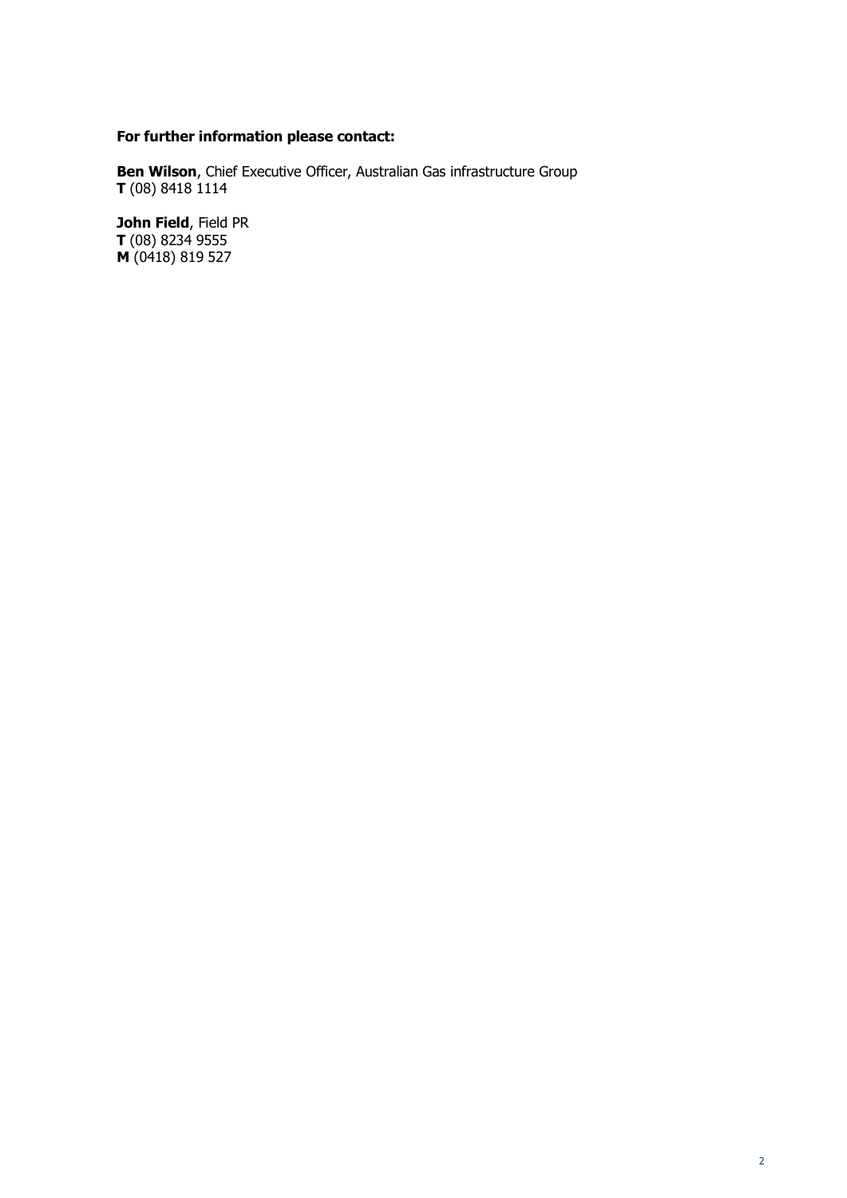**For further information please contact:**

**Ben Wilson**, Chief Executive Officer, Australian Gas infrastructure Group
**T** (08) 8418 1114

**John Field**, Field PR
**T** (08) 8234 9555
**M** (0418) 819 527